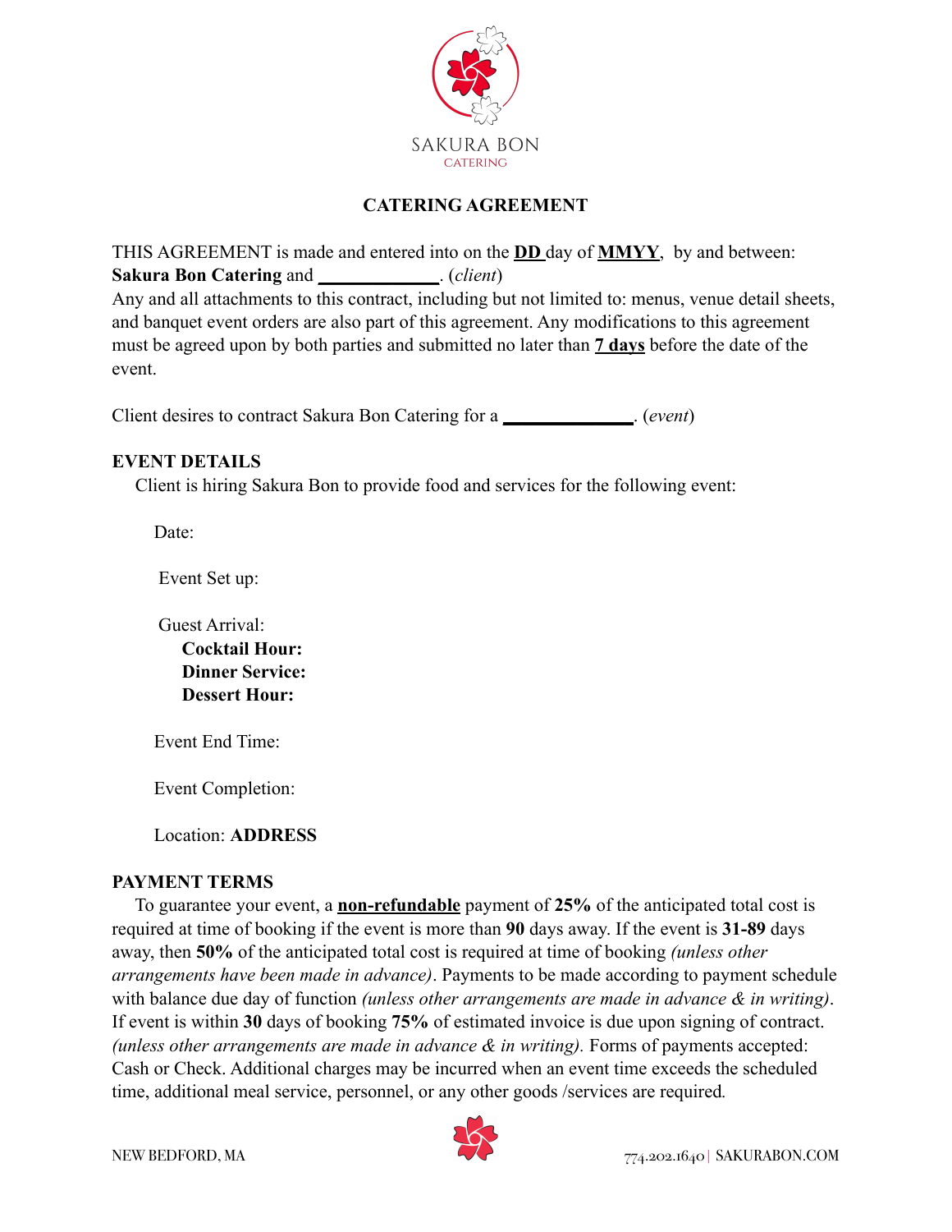SAKURA BON
CATERING

# CATERING AGREEMENT

THIS AGREEMENT is made and entered into on the **DD** day of **MMYY**, by and between: **Sakura Bon Catering** and _____________. (*client*)

Any and all attachments to this contract, including but not limited to: menus, venue detail sheets, and banquet event orders are also part of this agreement. Any modifications to this agreement must be agreed upon by both parties and submitted no later than **7 days** before the date of the event.

Client desires to contract Sakura Bon Catering for a _____________. (*event*)

## EVENT DETAILS

Client is hiring Sakura Bon to provide food and services for the following event:

Date:

Event Set up:

Guest Arrival:
**Cocktail Hour:**
**Dinner Service:**
**Dessert Hour:**

Event End Time:

Event Completion:

Location: **ADDRESS**

## PAYMENT TERMS

To guarantee your event, a **non-refundable** payment of **25%** of the anticipated total cost is required at time of booking if the event is more than **90** days away. If the event is **31-89** days away, then **50%** of the anticipated total cost is required at time of booking *(unless other arrangements have been made in advance)*. Payments to be made according to payment schedule with balance due day of function *(unless other arrangements are made in advance & in writing)*. If event is within **30** days of booking **75%** of estimated invoice is due upon signing of contract. *(unless other arrangements are made in advance & in writing).* Forms of payments accepted: Cash or Check. Additional charges may be incurred when an event time exceeds the scheduled time, additional meal service, personnel, or any other goods /services are required.

NEW BEDFORD, MA | 774.202.1640 | SAKURABON.COM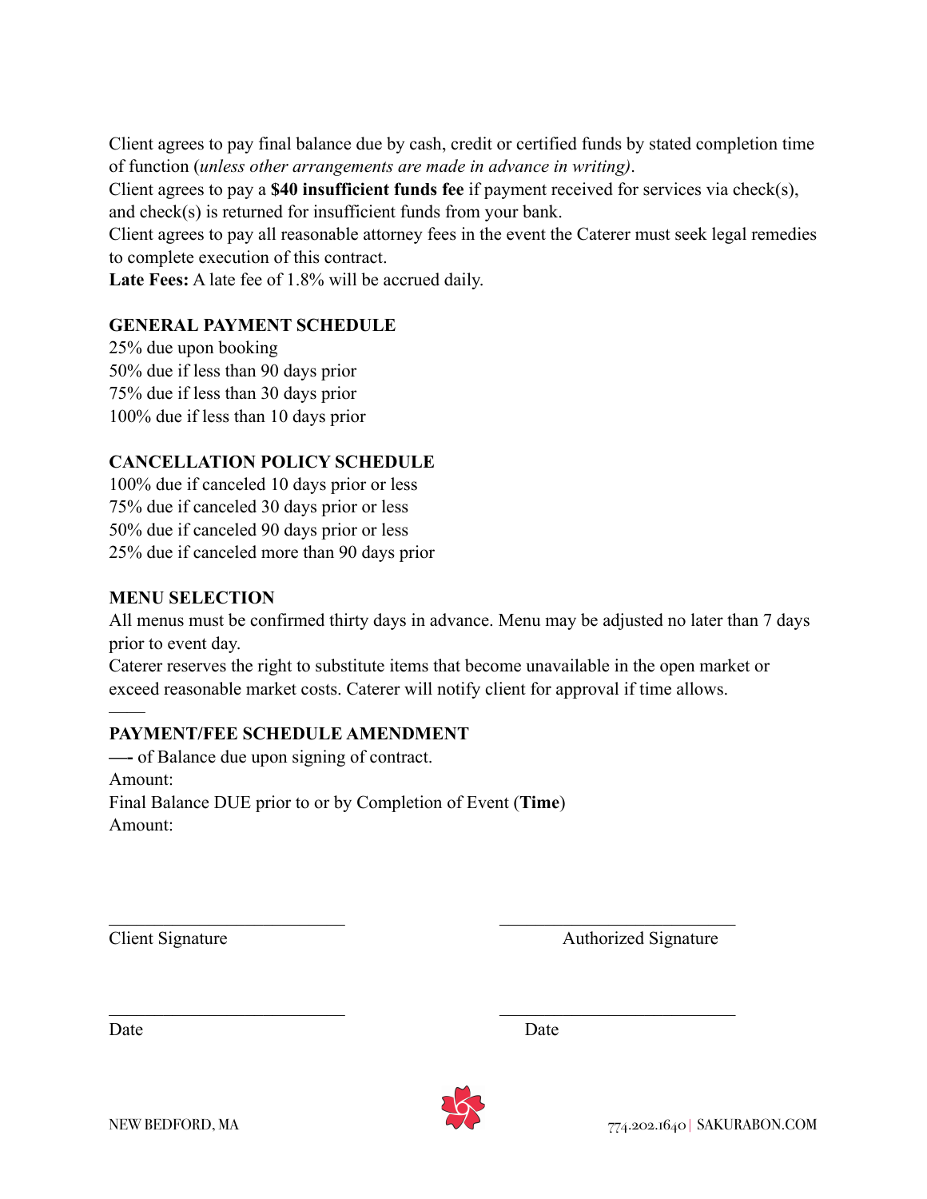Client agrees to pay final balance due by cash, credit or certified funds by stated completion time of function (*unless other arrangements are made in advance in writing)*.

Client agrees to pay a **$40 insufficient funds fee** if payment received for services via check(s), and check(s) is returned for insufficient funds from your bank.

Client agrees to pay all reasonable attorney fees in the event the Caterer must seek legal remedies to complete execution of this contract.

**Late Fees:** A late fee of 1.8% will be accrued daily.

**GENERAL PAYMENT SCHEDULE**

25% due upon booking
50% due if less than 90 days prior
75% due if less than 30 days prior
100% due if less than 10 days prior

**CANCELLATION POLICY SCHEDULE**

100% due if canceled 10 days prior or less
75% due if canceled 30 days prior or less
50% due if canceled 90 days prior or less
25% due if canceled more than 90 days prior

**MENU SELECTION**

All menus must be confirmed thirty days in advance. Menu may be adjusted no later than 7 days prior to event day.

Caterer reserves the right to substitute items that become unavailable in the open market or exceed reasonable market costs. Caterer will notify client for approval if time allows.

——

**PAYMENT/FEE SCHEDULE AMENDMENT**

—- of Balance due upon signing of contract.
Amount:
Final Balance DUE prior to or by Completion of Event (**Time**)
Amount:

\_\_\_\_\_\_\_\_\_\_\_\_\_\_\_\_\_\_\_\_\_\_\_\_\_\_ \_\_\_\_\_\_\_\_\_\_\_\_\_\_\_\_\_\_\_\_\_\_\_\_\_\_
Client Signature Authorized Signature

\_\_\_\_\_\_\_\_\_\_\_\_\_\_\_\_\_\_\_\_\_\_\_\_\_\_ \_\_\_\_\_\_\_\_\_\_\_\_\_\_\_\_\_\_\_\_\_\_\_\_\_\_
Date Date

NEW BEDFORD, MA 774.202.1640 | SAKURABON.COM